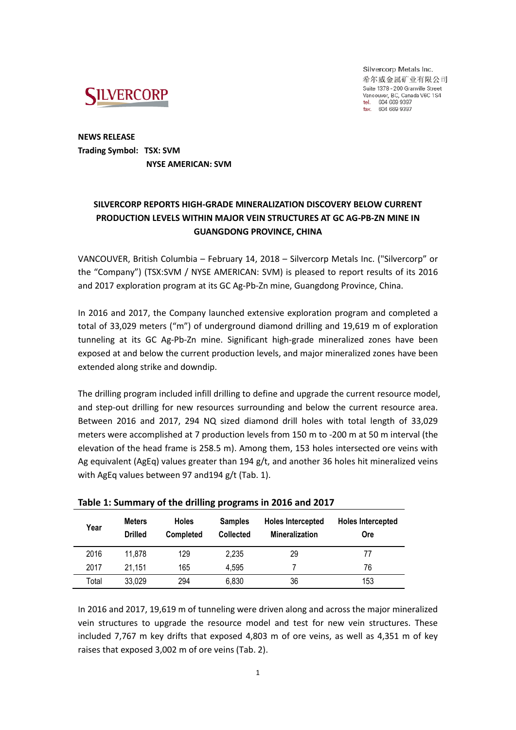Silvercorp Metals Inc.
希尔威金属矿业有限公司
Suite 1378 - 200 Granville Street
Vancouver, BC, Canada V6C 1S4
tel. 604 669 9397
fax. 604 669 9387

**NEWS RELEASE**
**Trading Symbol: TSX: SVM**
**NYSE AMERICAN: SVM**

## SILVERCORP REPORTS HIGH-GRADE MINERALIZATION DISCOVERY BELOW CURRENT PRODUCTION LEVELS WITHIN MAJOR VEIN STRUCTURES AT GC AG-PB-ZN MINE IN GUANGDONG PROVINCE, CHINA

VANCOUVER, British Columbia – February 14, 2018 – Silvercorp Metals Inc. ("Silvercorp" or the "Company") (TSX:SVM / NYSE AMERICAN: SVM) is pleased to report results of its 2016 and 2017 exploration program at its GC Ag-Pb-Zn mine, Guangdong Province, China.

In 2016 and 2017, the Company launched extensive exploration program and completed a total of 33,029 meters ("m") of underground diamond drilling and 19,619 m of exploration tunneling at its GC Ag-Pb-Zn mine. Significant high-grade mineralized zones have been exposed at and below the current production levels, and major mineralized zones have been extended along strike and downdip.

The drilling program included infill drilling to define and upgrade the current resource model, and step-out drilling for new resources surrounding and below the current resource area. Between 2016 and 2017, 294 NQ sized diamond drill holes with total length of 33,029 meters were accomplished at 7 production levels from 150 m to -200 m at 50 m interval (the elevation of the head frame is 258.5 m). Among them, 153 holes intersected ore veins with Ag equivalent (AgEq) values greater than 194 g/t, and another 36 holes hit mineralized veins with AgEq values between 97 and194 g/t (Tab. 1).

**Table 1: Summary of the drilling programs in 2016 and 2017**

| Year | Meters Drilled | Holes Completed | Samples Collected | Holes Intercepted Mineralization | Holes Intercepted Ore |
|---|---|---|---|---|---|
| 2016 | 11,878 | 129 | 2,235 | 29 | 77 |
| 2017 | 21,151 | 165 | 4,595 | 7 | 76 |
| Total | 33,029 | 294 | 6,830 | 36 | 153 |

In 2016 and 2017, 19,619 m of tunneling were driven along and across the major mineralized vein structures to upgrade the resource model and test for new vein structures. These included 7,767 m key drifts that exposed 4,803 m of ore veins, as well as 4,351 m of key raises that exposed 3,002 m of ore veins (Tab. 2).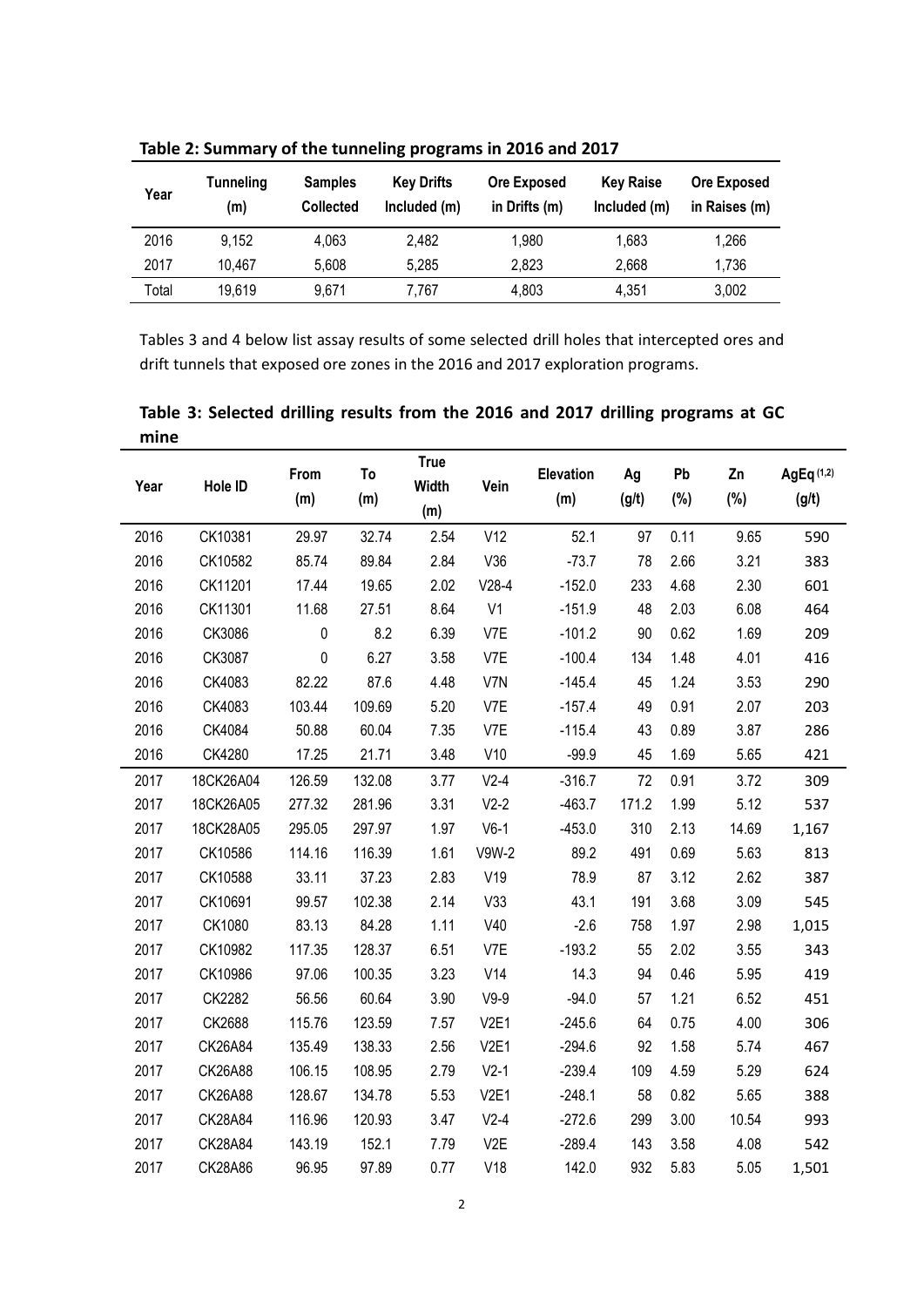**Table 2: Summary of the tunneling programs in 2016 and 2017**

| Year | Tunneling (m) | Samples Collected | Key Drifts Included (m) | Ore Exposed in Drifts (m) | Key Raise Included (m) | Ore Exposed in Raises (m) |
|---|---|---|---|---|---|---|
| 2016 | 9,152 | 4,063 | 2,482 | 1,980 | 1,683 | 1,266 |
| 2017 | 10,467 | 5,608 | 5,285 | 2,823 | 2,668 | 1,736 |
| Total | 19,619 | 9,671 | 7,767 | 4,803 | 4,351 | 3,002 |

Tables 3 and 4 below list assay results of some selected drill holes that intercepted ores and drift tunnels that exposed ore zones in the 2016 and 2017 exploration programs.

**Table 3: Selected drilling results from the 2016 and 2017 drilling programs at GC mine**

| Year | Hole ID | From (m) | To (m) | True Width (m) | Vein | Elevation (m) | Ag (g/t) | Pb (%) | Zn (%) | AgEq [1,2] (g/t) |
|---|---|---|---|---|---|---|---|---|---|---|
| 2016 | CK10381 | 29.97 | 32.74 | 2.54 | V12 | 52.1 | 97 | 0.11 | 9.65 | 590 |
| 2016 | CK10582 | 85.74 | 89.84 | 2.84 | V36 | -73.7 | 78 | 2.66 | 3.21 | 383 |
| 2016 | CK11201 | 17.44 | 19.65 | 2.02 | V28-4 | -152.0 | 233 | 4.68 | 2.30 | 601 |
| 2016 | CK11301 | 11.68 | 27.51 | 8.64 | V1 | -151.9 | 48 | 2.03 | 6.08 | 464 |
| 2016 | CK3086 | 0 | 8.2 | 6.39 | V7E | -101.2 | 90 | 0.62 | 1.69 | 209 |
| 2016 | CK3087 | 0 | 6.27 | 3.58 | V7E | -100.4 | 134 | 1.48 | 4.01 | 416 |
| 2016 | CK4083 | 82.22 | 87.6 | 4.48 | V7N | -145.4 | 45 | 1.24 | 3.53 | 290 |
| 2016 | CK4083 | 103.44 | 109.69 | 5.20 | V7E | -157.4 | 49 | 0.91 | 2.07 | 203 |
| 2016 | CK4084 | 50.88 | 60.04 | 7.35 | V7E | -115.4 | 43 | 0.89 | 3.87 | 286 |
| 2016 | CK4280 | 17.25 | 21.71 | 3.48 | V10 | -99.9 | 45 | 1.69 | 5.65 | 421 |
| 2017 | 18CK26A04 | 126.59 | 132.08 | 3.77 | V2-4 | -316.7 | 72 | 0.91 | 3.72 | 309 |
| 2017 | 18CK26A05 | 277.32 | 281.96 | 3.31 | V2-2 | -463.7 | 171.2 | 1.99 | 5.12 | 537 |
| 2017 | 18CK28A05 | 295.05 | 297.97 | 1.97 | V6-1 | -453.0 | 310 | 2.13 | 14.69 | 1,167 |
| 2017 | CK10586 | 114.16 | 116.39 | 1.61 | V9W-2 | 89.2 | 491 | 0.69 | 5.63 | 813 |
| 2017 | CK10588 | 33.11 | 37.23 | 2.83 | V19 | 78.9 | 87 | 3.12 | 2.62 | 387 |
| 2017 | CK10691 | 99.57 | 102.38 | 2.14 | V33 | 43.1 | 191 | 3.68 | 3.09 | 545 |
| 2017 | CK1080 | 83.13 | 84.28 | 1.11 | V40 | -2.6 | 758 | 1.97 | 2.98 | 1,015 |
| 2017 | CK10982 | 117.35 | 128.37 | 6.51 | V7E | -193.2 | 55 | 2.02 | 3.55 | 343 |
| 2017 | CK10986 | 97.06 | 100.35 | 3.23 | V14 | 14.3 | 94 | 0.46 | 5.95 | 419 |
| 2017 | CK2282 | 56.56 | 60.64 | 3.90 | V9-9 | -94.0 | 57 | 1.21 | 6.52 | 451 |
| 2017 | CK2688 | 115.76 | 123.59 | 7.57 | V2E1 | -245.6 | 64 | 0.75 | 4.00 | 306 |
| 2017 | CK26A84 | 135.49 | 138.33 | 2.56 | V2E1 | -294.6 | 92 | 1.58 | 5.74 | 467 |
| 2017 | CK26A88 | 106.15 | 108.95 | 2.79 | V2-1 | -239.4 | 109 | 4.59 | 5.29 | 624 |
| 2017 | CK26A88 | 128.67 | 134.78 | 5.53 | V2E1 | -248.1 | 58 | 0.82 | 5.65 | 388 |
| 2017 | CK28A84 | 116.96 | 120.93 | 3.47 | V2-4 | -272.6 | 299 | 3.00 | 10.54 | 993 |
| 2017 | CK28A84 | 143.19 | 152.1 | 7.79 | V2E | -289.4 | 143 | 3.58 | 4.08 | 542 |
| 2017 | CK28A86 | 96.95 | 97.89 | 0.77 | V18 | 142.0 | 932 | 5.83 | 5.05 | 1,501 |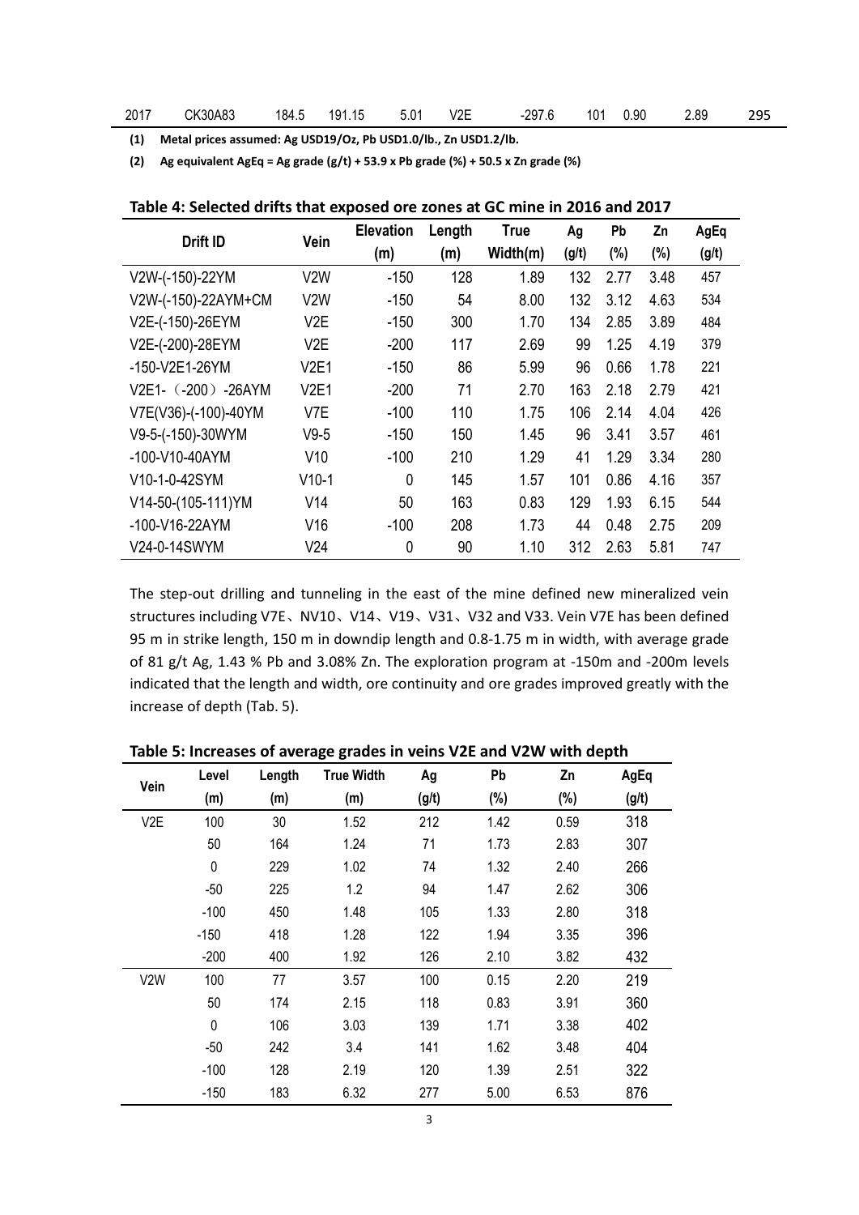| | | | | | | | | | | |
|---|---|---|---|---|---|---|---|---|---|---|
| 2017 | CK30A83 | 184.5 | 191.15 | 5.01 | V2E | -297.6 | 101 | 0.90 | 2.89 | 295 |

**(1) Metal prices assumed: Ag USD19/Oz, Pb USD1.0/lb., Zn USD1.2/lb.**

**(2) Ag equivalent AgEq = Ag grade (g/t) + 53.9 x Pb grade (%) + 50.5 x Zn grade (%)**

**Table 4: Selected drifts that exposed ore zones at GC mine in 2016 and 2017**

| Drift ID | Vein | Elevation (m) | Length (m) | True Width(m) | Ag (g/t) | Pb (%) | Zn (%) | AgEq (g/t) |
|---|---|---|---|---|---|---|---|---|
| V2W-(-150)-22YM | V2W | -150 | 128 | 1.89 | 132 | 2.77 | 3.48 | 457 |
| V2W-(-150)-22AYM+CM | V2W | -150 | 54 | 8.00 | 132 | 3.12 | 4.63 | 534 |
| V2E-(-150)-26EYM | V2E | -150 | 300 | 1.70 | 134 | 2.85 | 3.89 | 484 |
| V2E-(-200)-28EYM | V2E | -200 | 117 | 2.69 | 99 | 1.25 | 4.19 | 379 |
| -150-V2E1-26YM | V2E1 | -150 | 86 | 5.99 | 96 | 0.66 | 1.78 | 221 |
| V2E1-（-200）-26AYM | V2E1 | -200 | 71 | 2.70 | 163 | 2.18 | 2.79 | 421 |
| V7E(V36)-(-100)-40YM | V7E | -100 | 110 | 1.75 | 106 | 2.14 | 4.04 | 426 |
| V9-5-(-150)-30WYM | V9-5 | -150 | 150 | 1.45 | 96 | 3.41 | 3.57 | 461 |
| -100-V10-40AYM | V10 | -100 | 210 | 1.29 | 41 | 1.29 | 3.34 | 280 |
| V10-1-0-42SYM | V10-1 | 0 | 145 | 1.57 | 101 | 0.86 | 4.16 | 357 |
| V14-50-(105-111)YM | V14 | 50 | 163 | 0.83 | 129 | 1.93 | 6.15 | 544 |
| -100-V16-22AYM | V16 | -100 | 208 | 1.73 | 44 | 0.48 | 2.75 | 209 |
| V24-0-14SWYM | V24 | 0 | 90 | 1.10 | 312 | 2.63 | 5.81 | 747 |

The step-out drilling and tunneling in the east of the mine defined new mineralized vein structures including V7E、NV10、V14、V19、V31、V32 and V33. Vein V7E has been defined 95 m in strike length, 150 m in downdip length and 0.8-1.75 m in width, with average grade of 81 g/t Ag, 1.43 % Pb and 3.08% Zn. The exploration program at -150m and -200m levels indicated that the length and width, ore continuity and ore grades improved greatly with the increase of depth (Tab. 5).

**Table 5: Increases of average grades in veins V2E and V2W with depth**

| Vein | Level (m) | Length (m) | True Width (m) | Ag (g/t) | Pb (%) | Zn (%) | AgEq (g/t) |
|---|---|---|---|---|---|---|---|
| V2E | 100 | 30 | 1.52 | 212 | 1.42 | 0.59 | 318 |
| | 50 | 164 | 1.24 | 71 | 1.73 | 2.83 | 307 |
| | 0 | 229 | 1.02 | 74 | 1.32 | 2.40 | 266 |
| | -50 | 225 | 1.2 | 94 | 1.47 | 2.62 | 306 |
| | -100 | 450 | 1.48 | 105 | 1.33 | 2.80 | 318 |
| | -150 | 418 | 1.28 | 122 | 1.94 | 3.35 | 396 |
| | -200 | 400 | 1.92 | 126 | 2.10 | 3.82 | 432 |
| V2W | 100 | 77 | 3.57 | 100 | 0.15 | 2.20 | 219 |
| | 50 | 174 | 2.15 | 118 | 0.83 | 3.91 | 360 |
| | 0 | 106 | 3.03 | 139 | 1.71 | 3.38 | 402 |
| | -50 | 242 | 3.4 | 141 | 1.62 | 3.48 | 404 |
| | -100 | 128 | 2.19 | 120 | 1.39 | 2.51 | 322 |
| | -150 | 183 | 6.32 | 277 | 5.00 | 6.53 | 876 |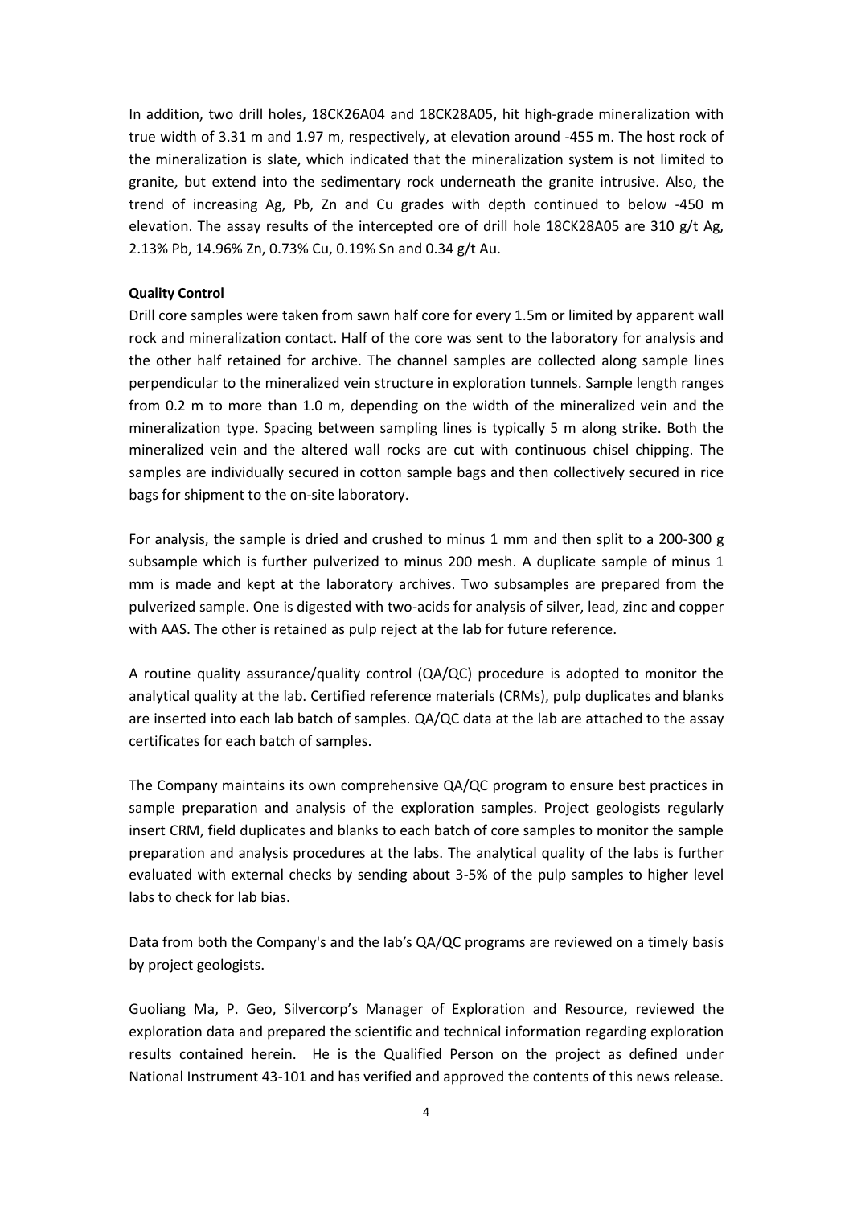In addition, two drill holes, 18CK26A04 and 18CK28A05, hit high-grade mineralization with true width of 3.31 m and 1.97 m, respectively, at elevation around -455 m. The host rock of the mineralization is slate, which indicated that the mineralization system is not limited to granite, but extend into the sedimentary rock underneath the granite intrusive. Also, the trend of increasing Ag, Pb, Zn and Cu grades with depth continued to below -450 m elevation. The assay results of the intercepted ore of drill hole 18CK28A05 are 310 g/t Ag, 2.13% Pb, 14.96% Zn, 0.73% Cu, 0.19% Sn and 0.34 g/t Au.

**Quality Control**

Drill core samples were taken from sawn half core for every 1.5m or limited by apparent wall rock and mineralization contact. Half of the core was sent to the laboratory for analysis and the other half retained for archive. The channel samples are collected along sample lines perpendicular to the mineralized vein structure in exploration tunnels. Sample length ranges from 0.2 m to more than 1.0 m, depending on the width of the mineralized vein and the mineralization type. Spacing between sampling lines is typically 5 m along strike. Both the mineralized vein and the altered wall rocks are cut with continuous chisel chipping. The samples are individually secured in cotton sample bags and then collectively secured in rice bags for shipment to the on-site laboratory.

For analysis, the sample is dried and crushed to minus 1 mm and then split to a 200-300 g subsample which is further pulverized to minus 200 mesh. A duplicate sample of minus 1 mm is made and kept at the laboratory archives. Two subsamples are prepared from the pulverized sample. One is digested with two-acids for analysis of silver, lead, zinc and copper with AAS. The other is retained as pulp reject at the lab for future reference.

A routine quality assurance/quality control (QA/QC) procedure is adopted to monitor the analytical quality at the lab. Certified reference materials (CRMs), pulp duplicates and blanks are inserted into each lab batch of samples. QA/QC data at the lab are attached to the assay certificates for each batch of samples.

The Company maintains its own comprehensive QA/QC program to ensure best practices in sample preparation and analysis of the exploration samples. Project geologists regularly insert CRM, field duplicates and blanks to each batch of core samples to monitor the sample preparation and analysis procedures at the labs. The analytical quality of the labs is further evaluated with external checks by sending about 3-5% of the pulp samples to higher level labs to check for lab bias.

Data from both the Company's and the lab's QA/QC programs are reviewed on a timely basis by project geologists.

Guoliang Ma, P. Geo, Silvercorp's Manager of Exploration and Resource, reviewed the exploration data and prepared the scientific and technical information regarding exploration results contained herein. He is the Qualified Person on the project as defined under National Instrument 43-101 and has verified and approved the contents of this news release.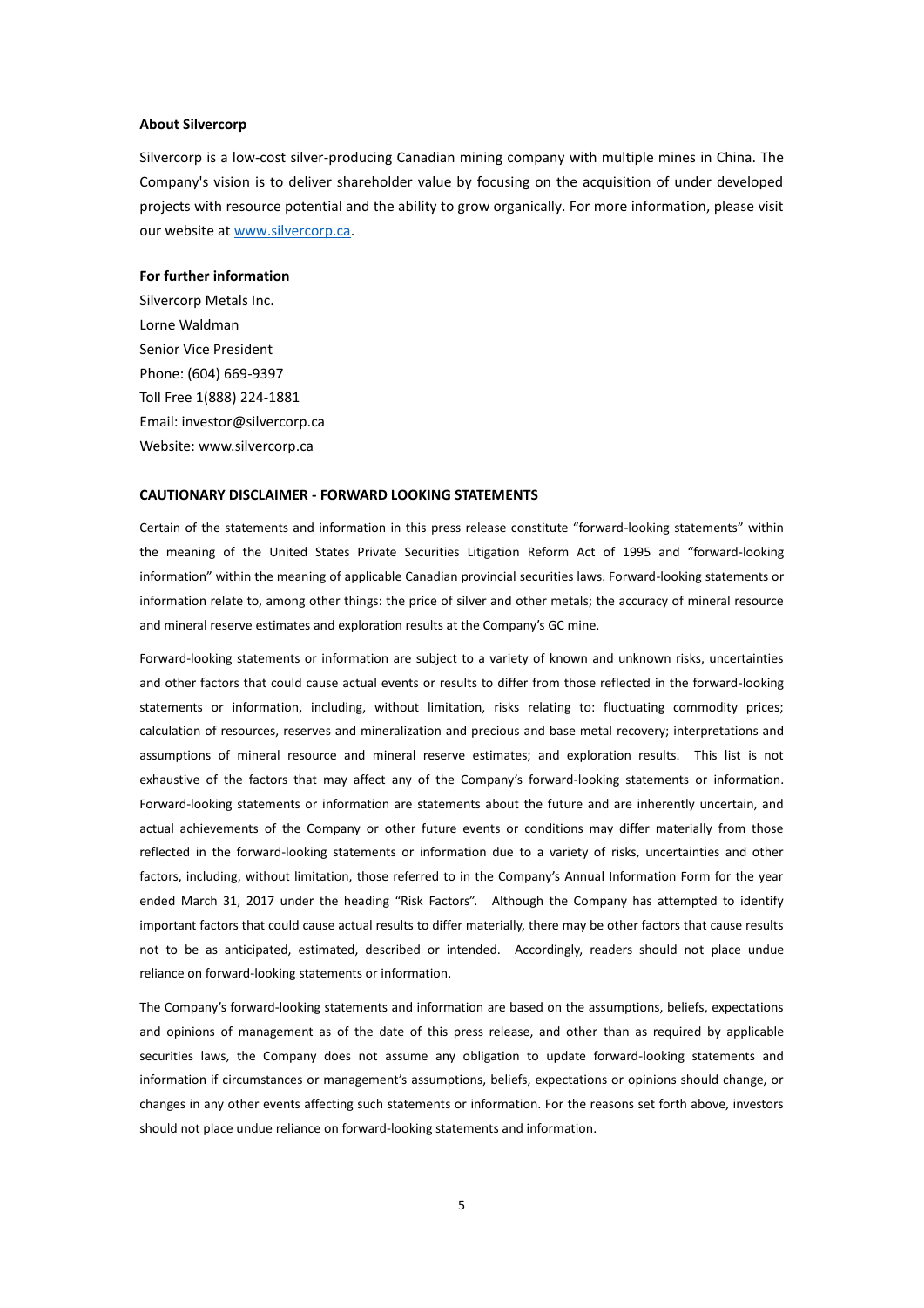**About Silvercorp**

Silvercorp is a low-cost silver-producing Canadian mining company with multiple mines in China. The Company's vision is to deliver shareholder value by focusing on the acquisition of under developed projects with resource potential and the ability to grow organically. For more information, please visit our website at [www.silvercorp.ca](www.silvercorp.ca).

**For further information**

Silvercorp Metals Inc.
Lorne Waldman
Senior Vice President
Phone: (604) 669-9397
Toll Free 1(888) 224-1881
Email: investor@silvercorp.ca
Website: www.silvercorp.ca

**CAUTIONARY DISCLAIMER - FORWARD LOOKING STATEMENTS**

Certain of the statements and information in this press release constitute "forward-looking statements" within the meaning of the United States Private Securities Litigation Reform Act of 1995 and "forward-looking information" within the meaning of applicable Canadian provincial securities laws. Forward-looking statements or information relate to, among other things: the price of silver and other metals; the accuracy of mineral resource and mineral reserve estimates and exploration results at the Company's GC mine.

Forward-looking statements or information are subject to a variety of known and unknown risks, uncertainties and other factors that could cause actual events or results to differ from those reflected in the forward-looking statements or information, including, without limitation, risks relating to: fluctuating commodity prices; calculation of resources, reserves and mineralization and precious and base metal recovery; interpretations and assumptions of mineral resource and mineral reserve estimates; and exploration results. This list is not exhaustive of the factors that may affect any of the Company's forward-looking statements or information. Forward-looking statements or information are statements about the future and are inherently uncertain, and actual achievements of the Company or other future events or conditions may differ materially from those reflected in the forward-looking statements or information due to a variety of risks, uncertainties and other factors, including, without limitation, those referred to in the Company's Annual Information Form for the year ended March 31, 2017 under the heading "Risk Factors". Although the Company has attempted to identify important factors that could cause actual results to differ materially, there may be other factors that cause results not to be as anticipated, estimated, described or intended. Accordingly, readers should not place undue reliance on forward-looking statements or information.

The Company's forward-looking statements and information are based on the assumptions, beliefs, expectations and opinions of management as of the date of this press release, and other than as required by applicable securities laws, the Company does not assume any obligation to update forward-looking statements and information if circumstances or management's assumptions, beliefs, expectations or opinions should change, or changes in any other events affecting such statements or information. For the reasons set forth above, investors should not place undue reliance on forward-looking statements and information.